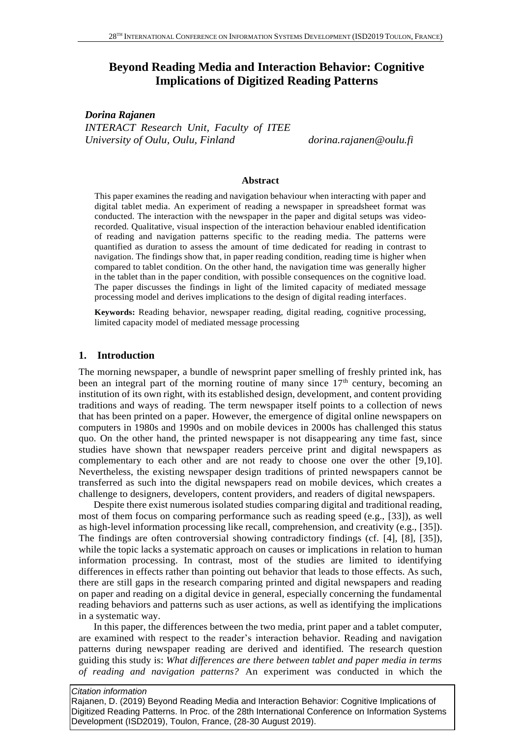# Beyond Reading Media and Interaction Behavior: Cognitive Implications of Digitized Reading Patterns

***Dorina Rajanen***

*INTERACT Research Unit, Faculty of ITEE*
*University of Oulu, Oulu, Finland* *dorina.rajanen@oulu.fi*

**Abstract**

This paper examines the reading and navigation behaviour when interacting with paper and digital tablet media. An experiment of reading a newspaper in spreadsheet format was conducted. The interaction with the newspaper in the paper and digital setups was video-recorded. Qualitative, visual inspection of the interaction behaviour enabled identification of reading and navigation patterns specific to the reading media. The patterns were quantified as duration to assess the amount of time dedicated for reading in contrast to navigation. The findings show that, in paper reading condition, reading time is higher when compared to tablet condition. On the other hand, the navigation time was generally higher in the tablet than in the paper condition, with possible consequences on the cognitive load. The paper discusses the findings in light of the limited capacity of mediated message processing model and derives implications to the design of digital reading interfaces.

**Keywords:** Reading behavior, newspaper reading, digital reading, cognitive processing, limited capacity model of mediated message processing

## 1. Introduction

The morning newspaper, a bundle of newsprint paper smelling of freshly printed ink, has been an integral part of the morning routine of many since 17th century, becoming an institution of its own right, with its established design, development, and content providing traditions and ways of reading. The term newspaper itself points to a collection of news that has been printed on a paper. However, the emergence of digital online newspapers on computers in 1980s and 1990s and on mobile devices in 2000s has challenged this status quo. On the other hand, the printed newspaper is not disappearing any time fast, since studies have shown that newspaper readers perceive print and digital newspapers as complementary to each other and are not ready to choose one over the other [9,10]. Nevertheless, the existing newspaper design traditions of printed newspapers cannot be transferred as such into the digital newspapers read on mobile devices, which creates a challenge to designers, developers, content providers, and readers of digital newspapers.

Despite there exist numerous isolated studies comparing digital and traditional reading, most of them focus on comparing performance such as reading speed (e.g., [33]), as well as high-level information processing like recall, comprehension, and creativity (e.g., [35]). The findings are often controversial showing contradictory findings (cf. [4], [8], [35]), while the topic lacks a systematic approach on causes or implications in relation to human information processing. In contrast, most of the studies are limited to identifying differences in effects rather than pointing out behavior that leads to those effects. As such, there are still gaps in the research comparing printed and digital newspapers and reading on paper and reading on a digital device in general, especially concerning the fundamental reading behaviors and patterns such as user actions, as well as identifying the implications in a systematic way.

In this paper, the differences between the two media, print paper and a tablet computer, are examined with respect to the reader's interaction behavior. Reading and navigation patterns during newspaper reading are derived and identified. The research question guiding this study is: *What differences are there between tablet and paper media in terms of reading and navigation patterns?* An experiment was conducted in which the

*Citation information*
Rajanen, D. (2019) Beyond Reading Media and Interaction Behavior: Cognitive Implications of Digitized Reading Patterns. In Proc. of the 28th International Conference on Information Systems Development (ISD2019), Toulon, France, (28-30 August 2019).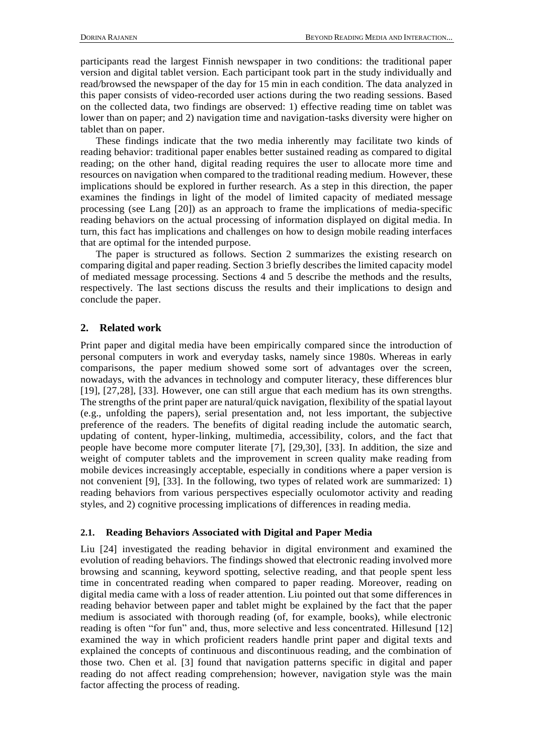participants read the largest Finnish newspaper in two conditions: the traditional paper version and digital tablet version. Each participant took part in the study individually and read/browsed the newspaper of the day for 15 min in each condition. The data analyzed in this paper consists of video-recorded user actions during the two reading sessions. Based on the collected data, two findings are observed: 1) effective reading time on tablet was lower than on paper; and 2) navigation time and navigation-tasks diversity were higher on tablet than on paper.

These findings indicate that the two media inherently may facilitate two kinds of reading behavior: traditional paper enables better sustained reading as compared to digital reading; on the other hand, digital reading requires the user to allocate more time and resources on navigation when compared to the traditional reading medium. However, these implications should be explored in further research. As a step in this direction, the paper examines the findings in light of the model of limited capacity of mediated message processing (see Lang [20]) as an approach to frame the implications of media-specific reading behaviors on the actual processing of information displayed on digital media. In turn, this fact has implications and challenges on how to design mobile reading interfaces that are optimal for the intended purpose.

The paper is structured as follows. Section 2 summarizes the existing research on comparing digital and paper reading. Section 3 briefly describes the limited capacity model of mediated message processing. Sections 4 and 5 describe the methods and the results, respectively. The last sections discuss the results and their implications to design and conclude the paper.

## 2. Related work

Print paper and digital media have been empirically compared since the introduction of personal computers in work and everyday tasks, namely since 1980s. Whereas in early comparisons, the paper medium showed some sort of advantages over the screen, nowadays, with the advances in technology and computer literacy, these differences blur [19], [27,28], [33]. However, one can still argue that each medium has its own strengths. The strengths of the print paper are natural/quick navigation, flexibility of the spatial layout (e.g., unfolding the papers), serial presentation and, not less important, the subjective preference of the readers. The benefits of digital reading include the automatic search, updating of content, hyper-linking, multimedia, accessibility, colors, and the fact that people have become more computer literate [7], [29,30], [33]. In addition, the size and weight of computer tablets and the improvement in screen quality make reading from mobile devices increasingly acceptable, especially in conditions where a paper version is not convenient [9], [33]. In the following, two types of related work are summarized: 1) reading behaviors from various perspectives especially oculomotor activity and reading styles, and 2) cognitive processing implications of differences in reading media.

### 2.1. Reading Behaviors Associated with Digital and Paper Media

Liu [24] investigated the reading behavior in digital environment and examined the evolution of reading behaviors. The findings showed that electronic reading involved more browsing and scanning, keyword spotting, selective reading, and that people spent less time in concentrated reading when compared to paper reading. Moreover, reading on digital media came with a loss of reader attention. Liu pointed out that some differences in reading behavior between paper and tablet might be explained by the fact that the paper medium is associated with thorough reading (of, for example, books), while electronic reading is often "for fun" and, thus, more selective and less concentrated. Hillesund [12] examined the way in which proficient readers handle print paper and digital texts and explained the concepts of continuous and discontinuous reading, and the combination of those two. Chen et al. [3] found that navigation patterns specific in digital and paper reading do not affect reading comprehension; however, navigation style was the main factor affecting the process of reading.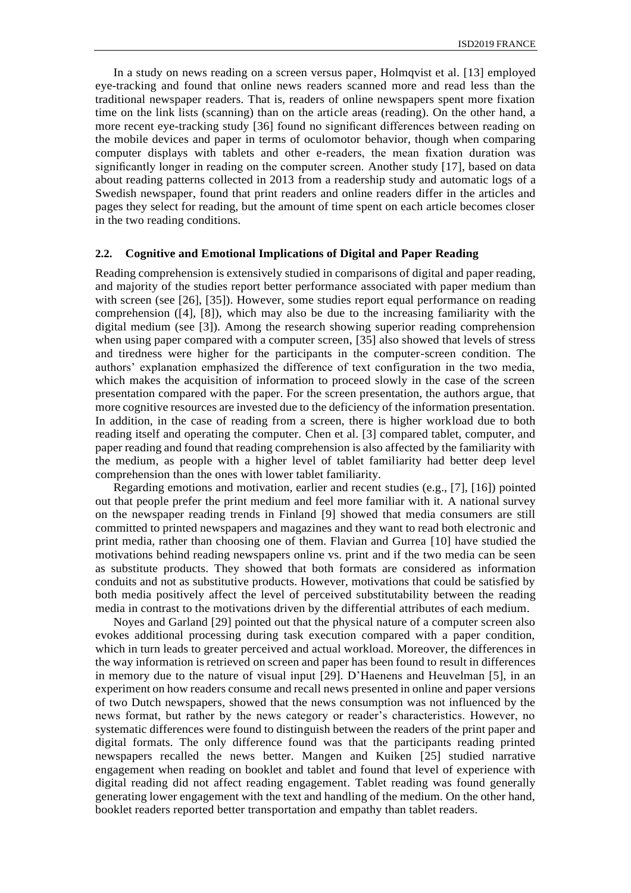In a study on news reading on a screen versus paper, Holmqvist et al. [13] employed eye-tracking and found that online news readers scanned more and read less than the traditional newspaper readers. That is, readers of online newspapers spent more fixation time on the link lists (scanning) than on the article areas (reading). On the other hand, a more recent eye-tracking study [36] found no significant differences between reading on the mobile devices and paper in terms of oculomotor behavior, though when comparing computer displays with tablets and other e-readers, the mean fixation duration was significantly longer in reading on the computer screen. Another study [17], based on data about reading patterns collected in 2013 from a readership study and automatic logs of a Swedish newspaper, found that print readers and online readers differ in the articles and pages they select for reading, but the amount of time spent on each article becomes closer in the two reading conditions.

### 2.2. Cognitive and Emotional Implications of Digital and Paper Reading

Reading comprehension is extensively studied in comparisons of digital and paper reading, and majority of the studies report better performance associated with paper medium than with screen (see [26], [35]). However, some studies report equal performance on reading comprehension ([4], [8]), which may also be due to the increasing familiarity with the digital medium (see [3]). Among the research showing superior reading comprehension when using paper compared with a computer screen, [35] also showed that levels of stress and tiredness were higher for the participants in the computer-screen condition. The authors' explanation emphasized the difference of text configuration in the two media, which makes the acquisition of information to proceed slowly in the case of the screen presentation compared with the paper. For the screen presentation, the authors argue, that more cognitive resources are invested due to the deficiency of the information presentation. In addition, in the case of reading from a screen, there is higher workload due to both reading itself and operating the computer. Chen et al. [3] compared tablet, computer, and paper reading and found that reading comprehension is also affected by the familiarity with the medium, as people with a higher level of tablet familiarity had better deep level comprehension than the ones with lower tablet familiarity.

Regarding emotions and motivation, earlier and recent studies (e.g., [7], [16]) pointed out that people prefer the print medium and feel more familiar with it. A national survey on the newspaper reading trends in Finland [9] showed that media consumers are still committed to printed newspapers and magazines and they want to read both electronic and print media, rather than choosing one of them. Flavian and Gurrea [10] have studied the motivations behind reading newspapers online vs. print and if the two media can be seen as substitute products. They showed that both formats are considered as information conduits and not as substitutive products. However, motivations that could be satisfied by both media positively affect the level of perceived substitutability between the reading media in contrast to the motivations driven by the differential attributes of each medium.

Noyes and Garland [29] pointed out that the physical nature of a computer screen also evokes additional processing during task execution compared with a paper condition, which in turn leads to greater perceived and actual workload. Moreover, the differences in the way information is retrieved on screen and paper has been found to result in differences in memory due to the nature of visual input [29]. D'Haenens and Heuvelman [5], in an experiment on how readers consume and recall news presented in online and paper versions of two Dutch newspapers, showed that the news consumption was not influenced by the news format, but rather by the news category or reader's characteristics. However, no systematic differences were found to distinguish between the readers of the print paper and digital formats. The only difference found was that the participants reading printed newspapers recalled the news better. Mangen and Kuiken [25] studied narrative engagement when reading on booklet and tablet and found that level of experience with digital reading did not affect reading engagement. Tablet reading was found generally generating lower engagement with the text and handling of the medium. On the other hand, booklet readers reported better transportation and empathy than tablet readers.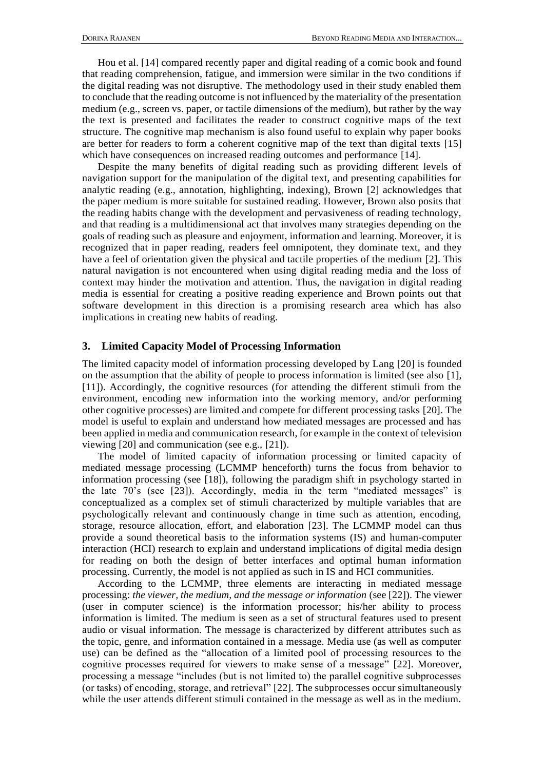Hou et al. [14] compared recently paper and digital reading of a comic book and found that reading comprehension, fatigue, and immersion were similar in the two conditions if the digital reading was not disruptive. The methodology used in their study enabled them to conclude that the reading outcome is not influenced by the materiality of the presentation medium (e.g., screen vs. paper, or tactile dimensions of the medium), but rather by the way the text is presented and facilitates the reader to construct cognitive maps of the text structure. The cognitive map mechanism is also found useful to explain why paper books are better for readers to form a coherent cognitive map of the text than digital texts [15] which have consequences on increased reading outcomes and performance [14].

Despite the many benefits of digital reading such as providing different levels of navigation support for the manipulation of the digital text, and presenting capabilities for analytic reading (e.g., annotation, highlighting, indexing), Brown [2] acknowledges that the paper medium is more suitable for sustained reading. However, Brown also posits that the reading habits change with the development and pervasiveness of reading technology, and that reading is a multidimensional act that involves many strategies depending on the goals of reading such as pleasure and enjoyment, information and learning. Moreover, it is recognized that in paper reading, readers feel omnipotent, they dominate text, and they have a feel of orientation given the physical and tactile properties of the medium [2]. This natural navigation is not encountered when using digital reading media and the loss of context may hinder the motivation and attention. Thus, the navigation in digital reading media is essential for creating a positive reading experience and Brown points out that software development in this direction is a promising research area which has also implications in creating new habits of reading.

## 3. Limited Capacity Model of Processing Information

The limited capacity model of information processing developed by Lang [20] is founded on the assumption that the ability of people to process information is limited (see also [1], [11]). Accordingly, the cognitive resources (for attending the different stimuli from the environment, encoding new information into the working memory, and/or performing other cognitive processes) are limited and compete for different processing tasks [20]. The model is useful to explain and understand how mediated messages are processed and has been applied in media and communication research, for example in the context of television viewing [20] and communication (see e.g., [21]).

The model of limited capacity of information processing or limited capacity of mediated message processing (LCMMP henceforth) turns the focus from behavior to information processing (see [18]), following the paradigm shift in psychology started in the late 70's (see [23]). Accordingly, media in the term "mediated messages" is conceptualized as a complex set of stimuli characterized by multiple variables that are psychologically relevant and continuously change in time such as attention, encoding, storage, resource allocation, effort, and elaboration [23]. The LCMMP model can thus provide a sound theoretical basis to the information systems (IS) and human-computer interaction (HCI) research to explain and understand implications of digital media design for reading on both the design of better interfaces and optimal human information processing. Currently, the model is not applied as such in IS and HCI communities.

According to the LCMMP, three elements are interacting in mediated message processing: *the viewer, the medium, and the message or information* (see [22]). The viewer (user in computer science) is the information processor; his/her ability to process information is limited. The medium is seen as a set of structural features used to present audio or visual information. The message is characterized by different attributes such as the topic, genre, and information contained in a message. Media use (as well as computer use) can be defined as the "allocation of a limited pool of processing resources to the cognitive processes required for viewers to make sense of a message" [22]. Moreover, processing a message "includes (but is not limited to) the parallel cognitive subprocesses (or tasks) of encoding, storage, and retrieval" [22]. The subprocesses occur simultaneously while the user attends different stimuli contained in the message as well as in the medium.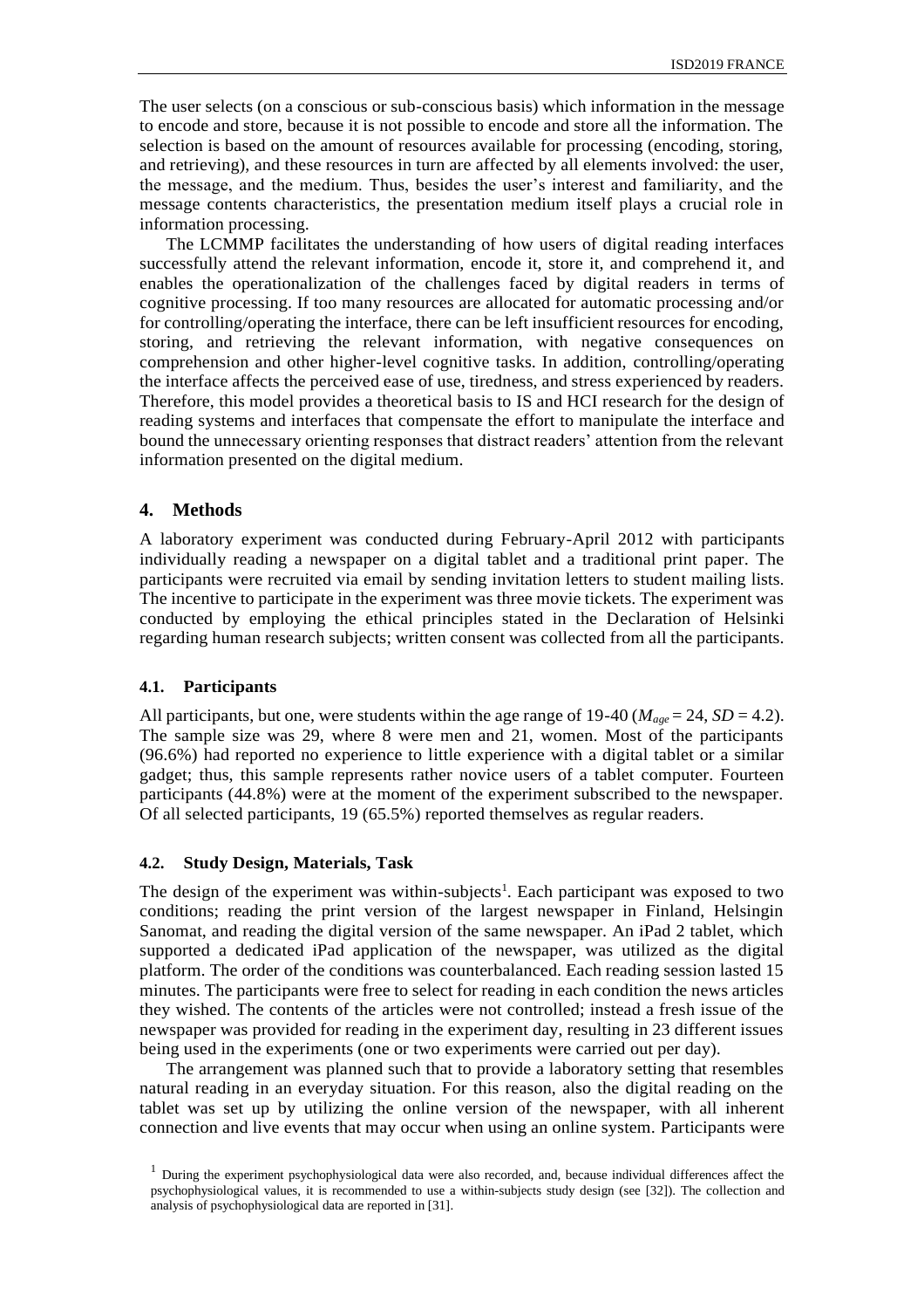The user selects (on a conscious or sub-conscious basis) which information in the message to encode and store, because it is not possible to encode and store all the information. The selection is based on the amount of resources available for processing (encoding, storing, and retrieving), and these resources in turn are affected by all elements involved: the user, the message, and the medium. Thus, besides the user's interest and familiarity, and the message contents characteristics, the presentation medium itself plays a crucial role in information processing.

The LCMMP facilitates the understanding of how users of digital reading interfaces successfully attend the relevant information, encode it, store it, and comprehend it, and enables the operationalization of the challenges faced by digital readers in terms of cognitive processing. If too many resources are allocated for automatic processing and/or for controlling/operating the interface, there can be left insufficient resources for encoding, storing, and retrieving the relevant information, with negative consequences on comprehension and other higher-level cognitive tasks. In addition, controlling/operating the interface affects the perceived ease of use, tiredness, and stress experienced by readers. Therefore, this model provides a theoretical basis to IS and HCI research for the design of reading systems and interfaces that compensate the effort to manipulate the interface and bound the unnecessary orienting responses that distract readers' attention from the relevant information presented on the digital medium.

## 4. Methods

A laboratory experiment was conducted during February-April 2012 with participants individually reading a newspaper on a digital tablet and a traditional print paper. The participants were recruited via email by sending invitation letters to student mailing lists. The incentive to participate in the experiment was three movie tickets. The experiment was conducted by employing the ethical principles stated in the Declaration of Helsinki regarding human research subjects; written consent was collected from all the participants.

### 4.1. Participants

All participants, but one, were students within the age range of 19-40 ($M_{age} = 24$, $SD = 4.2$). The sample size was 29, where 8 were men and 21, women. Most of the participants (96.6%) had reported no experience to little experience with a digital tablet or a similar gadget; thus, this sample represents rather novice users of a tablet computer. Fourteen participants (44.8%) were at the moment of the experiment subscribed to the newspaper. Of all selected participants, 19 (65.5%) reported themselves as regular readers.

### 4.2. Study Design, Materials, Task

The design of the experiment was within-subjects[1]. Each participant was exposed to two conditions; reading the print version of the largest newspaper in Finland, Helsingin Sanomat, and reading the digital version of the same newspaper. An iPad 2 tablet, which supported a dedicated iPad application of the newspaper, was utilized as the digital platform. The order of the conditions was counterbalanced. Each reading session lasted 15 minutes. The participants were free to select for reading in each condition the news articles they wished. The contents of the articles were not controlled; instead a fresh issue of the newspaper was provided for reading in the experiment day, resulting in 23 different issues being used in the experiments (one or two experiments were carried out per day).

The arrangement was planned such that to provide a laboratory setting that resembles natural reading in an everyday situation. For this reason, also the digital reading on the tablet was set up by utilizing the online version of the newspaper, with all inherent connection and live events that may occur when using an online system. Participants were

[1] During the experiment psychophysiological data were also recorded, and, because individual differences affect the psychophysiological values, it is recommended to use a within-subjects study design (see [32]). The collection and analysis of psychophysiological data are reported in [31].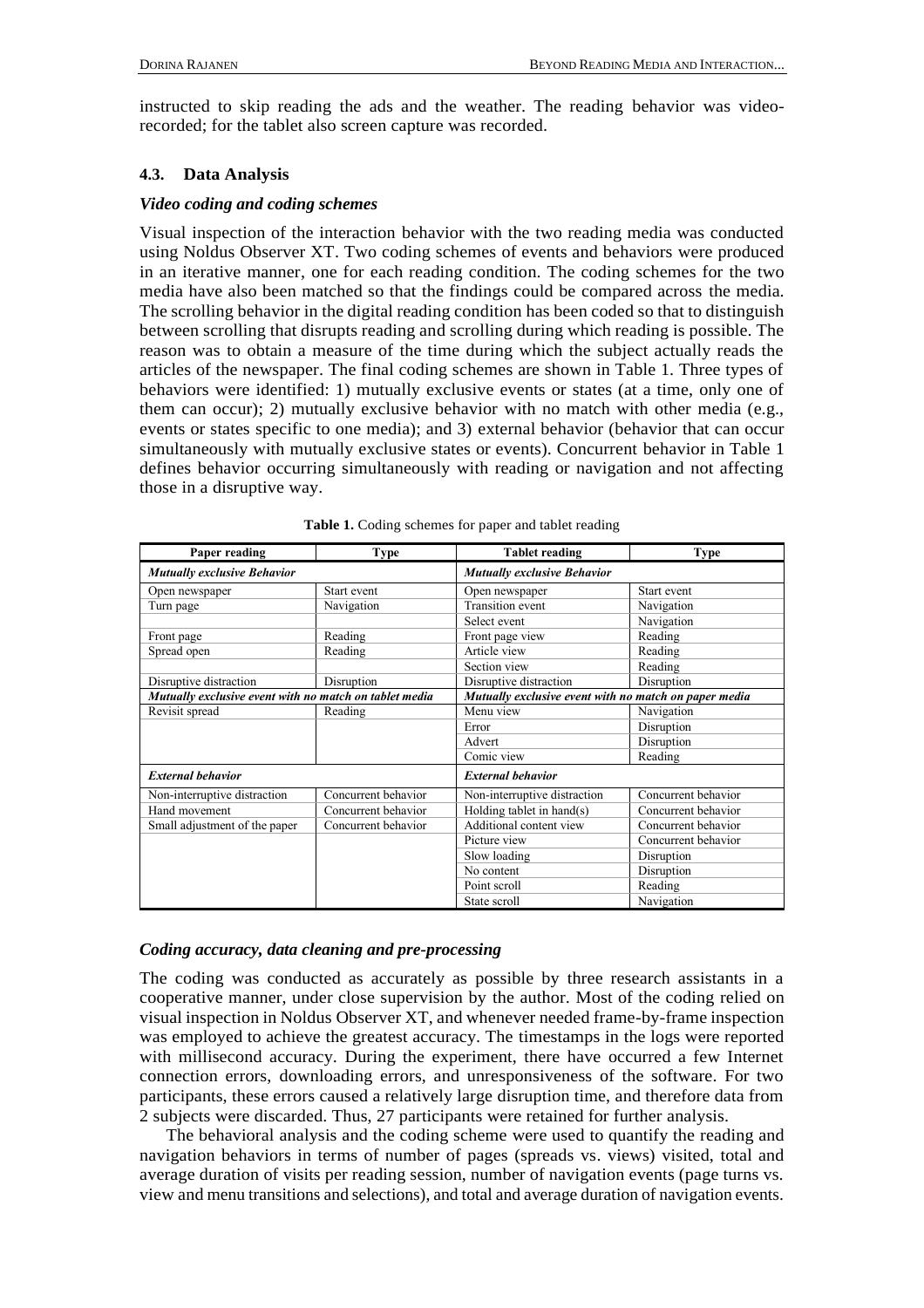instructed to skip reading the ads and the weather. The reading behavior was video-recorded; for the tablet also screen capture was recorded.

### 4.3. Data Analysis

#### *Video coding and coding schemes*

Visual inspection of the interaction behavior with the two reading media was conducted using Noldus Observer XT. Two coding schemes of events and behaviors were produced in an iterative manner, one for each reading condition. The coding schemes for the two media have also been matched so that the findings could be compared across the media. The scrolling behavior in the digital reading condition has been coded so that to distinguish between scrolling that disrupts reading and scrolling during which reading is possible. The reason was to obtain a measure of the time during which the subject actually reads the articles of the newspaper. The final coding schemes are shown in Table 1. Three types of behaviors were identified: 1) mutually exclusive events or states (at a time, only one of them can occur); 2) mutually exclusive behavior with no match with other media (e.g., events or states specific to one media); and 3) external behavior (behavior that can occur simultaneously with mutually exclusive states or events). Concurrent behavior in Table 1 defines behavior occurring simultaneously with reading or navigation and not affecting those in a disruptive way.

**Table 1.** Coding schemes for paper and tablet reading

| Paper reading | Type | Tablet reading | Type |
|---|---|---|---|
| ***Mutually exclusive Behavior*** | | ***Mutually exclusive Behavior*** | |
| Open newspaper | Start event | Open newspaper | Start event |
| Turn page | Navigation | Transition event | Navigation |
| | | Select event | Navigation |
| Front page | Reading | Front page view | Reading |
| Spread open | Reading | Article view | Reading |
| | | Section view | Reading |
| Disruptive distraction | Disruption | Disruptive distraction | Disruption |
| ***Mutually exclusive event with no match on tablet media*** | | ***Mutually exclusive event with no match on paper media*** | |
| Revisit spread | Reading | Menu view | Navigation |
| | | Error | Disruption |
| | | Advert | Disruption |
| | | Comic view | Reading |
| ***External behavior*** | | ***External behavior*** | |
| Non-interruptive distraction | Concurrent behavior | Non-interruptive distraction | Concurrent behavior |
| Hand movement | Concurrent behavior | Holding tablet in hand(s) | Concurrent behavior |
| Small adjustment of the paper | Concurrent behavior | Additional content view | Concurrent behavior |
| | | Picture view | Concurrent behavior |
| | | Slow loading | Disruption |
| | | No content | Disruption |
| | | Point scroll | Reading |
| | | State scroll | Navigation |

#### *Coding accuracy, data cleaning and pre-processing*

The coding was conducted as accurately as possible by three research assistants in a cooperative manner, under close supervision by the author. Most of the coding relied on visual inspection in Noldus Observer XT, and whenever needed frame-by-frame inspection was employed to achieve the greatest accuracy. The timestamps in the logs were reported with millisecond accuracy. During the experiment, there have occurred a few Internet connection errors, downloading errors, and unresponsiveness of the software. For two participants, these errors caused a relatively large disruption time, and therefore data from 2 subjects were discarded. Thus, 27 participants were retained for further analysis.

The behavioral analysis and the coding scheme were used to quantify the reading and navigation behaviors in terms of number of pages (spreads vs. views) visited, total and average duration of visits per reading session, number of navigation events (page turns vs. view and menu transitions and selections), and total and average duration of navigation events.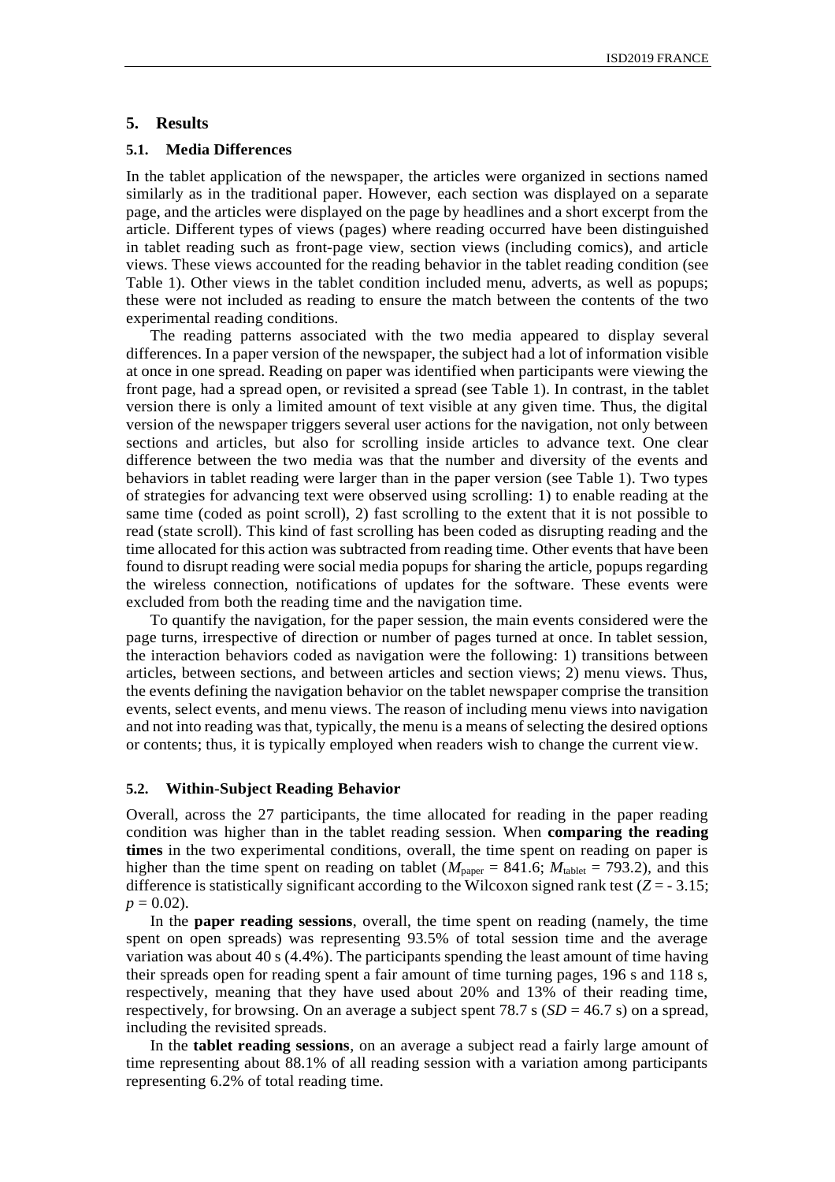## 5. Results

### 5.1. Media Differences

In the tablet application of the newspaper, the articles were organized in sections named similarly as in the traditional paper. However, each section was displayed on a separate page, and the articles were displayed on the page by headlines and a short excerpt from the article. Different types of views (pages) where reading occurred have been distinguished in tablet reading such as front-page view, section views (including comics), and article views. These views accounted for the reading behavior in the tablet reading condition (see Table 1). Other views in the tablet condition included menu, adverts, as well as popups; these were not included as reading to ensure the match between the contents of the two experimental reading conditions.

The reading patterns associated with the two media appeared to display several differences. In a paper version of the newspaper, the subject had a lot of information visible at once in one spread. Reading on paper was identified when participants were viewing the front page, had a spread open, or revisited a spread (see Table 1). In contrast, in the tablet version there is only a limited amount of text visible at any given time. Thus, the digital version of the newspaper triggers several user actions for the navigation, not only between sections and articles, but also for scrolling inside articles to advance text. One clear difference between the two media was that the number and diversity of the events and behaviors in tablet reading were larger than in the paper version (see Table 1). Two types of strategies for advancing text were observed using scrolling: 1) to enable reading at the same time (coded as point scroll), 2) fast scrolling to the extent that it is not possible to read (state scroll). This kind of fast scrolling has been coded as disrupting reading and the time allocated for this action was subtracted from reading time. Other events that have been found to disrupt reading were social media popups for sharing the article, popups regarding the wireless connection, notifications of updates for the software. These events were excluded from both the reading time and the navigation time.

To quantify the navigation, for the paper session, the main events considered were the page turns, irrespective of direction or number of pages turned at once. In tablet session, the interaction behaviors coded as navigation were the following: 1) transitions between articles, between sections, and between articles and section views; 2) menu views. Thus, the events defining the navigation behavior on the tablet newspaper comprise the transition events, select events, and menu views. The reason of including menu views into navigation and not into reading was that, typically, the menu is a means of selecting the desired options or contents; thus, it is typically employed when readers wish to change the current view.

### 5.2. Within-Subject Reading Behavior

Overall, across the 27 participants, the time allocated for reading in the paper reading condition was higher than in the tablet reading session. When **comparing the reading times** in the two experimental conditions, overall, the time spent on reading on paper is higher than the time spent on reading on tablet ($M_{\text{paper}} = 841.6$; $M_{\text{tablet}} = 793.2$), and this difference is statistically significant according to the Wilcoxon signed rank test ($Z = -3.15$; $p = 0.02$).

In the **paper reading sessions**, overall, the time spent on reading (namely, the time spent on open spreads) was representing 93.5% of total session time and the average variation was about 40 s (4.4%). The participants spending the least amount of time having their spreads open for reading spent a fair amount of time turning pages, 196 s and 118 s, respectively, meaning that they have used about 20% and 13% of their reading time, respectively, for browsing. On an average a subject spent 78.7 s ($SD = 46.7$ s) on a spread, including the revisited spreads.

In the **tablet reading sessions**, on an average a subject read a fairly large amount of time representing about 88.1% of all reading session with a variation among participants representing 6.2% of total reading time.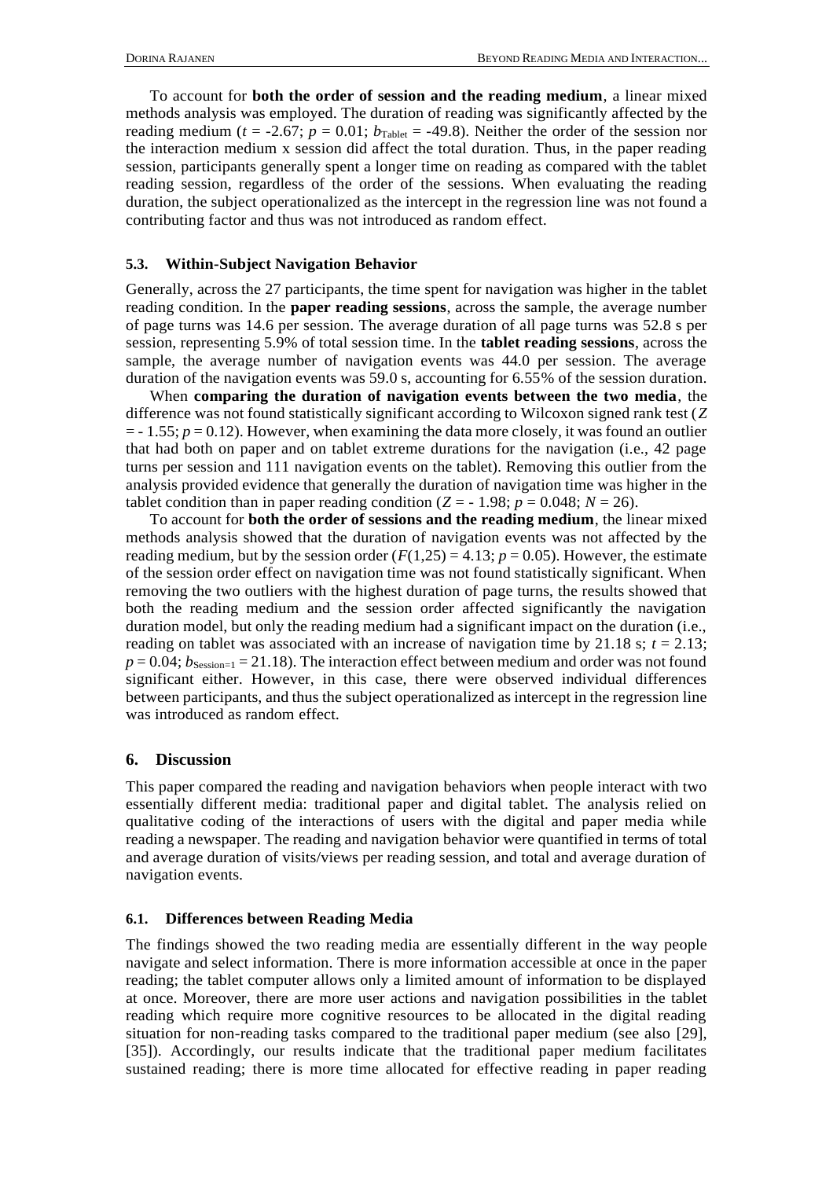To account for **both the order of session and the reading medium**, a linear mixed methods analysis was employed. The duration of reading was significantly affected by the reading medium ($t$ = -2.67; $p$ = 0.01; $b_{Tablet}$ = -49.8). Neither the order of the session nor the interaction medium x session did affect the total duration. Thus, in the paper reading session, participants generally spent a longer time on reading as compared with the tablet reading session, regardless of the order of the sessions. When evaluating the reading duration, the subject operationalized as the intercept in the regression line was not found a contributing factor and thus was not introduced as random effect.

### 5.3. Within-Subject Navigation Behavior

Generally, across the 27 participants, the time spent for navigation was higher in the tablet reading condition. In the **paper reading sessions**, across the sample, the average number of page turns was 14.6 per session. The average duration of all page turns was 52.8 s per session, representing 5.9% of total session time. In the **tablet reading sessions**, across the sample, the average number of navigation events was 44.0 per session. The average duration of the navigation events was 59.0 s, accounting for 6.55% of the session duration.

When **comparing the duration of navigation events between the two media**, the difference was not found statistically significant according to Wilcoxon signed rank test ($Z$ = - 1.55; $p$ = 0.12). However, when examining the data more closely, it was found an outlier that had both on paper and on tablet extreme durations for the navigation (i.e., 42 page turns per session and 111 navigation events on the tablet). Removing this outlier from the analysis provided evidence that generally the duration of navigation time was higher in the tablet condition than in paper reading condition ($Z$ = - 1.98; $p$ = 0.048; $N$ = 26).

To account for **both the order of sessions and the reading medium**, the linear mixed methods analysis showed that the duration of navigation events was not affected by the reading medium, but by the session order ($F(1,25)$ = 4.13; $p$ = 0.05). However, the estimate of the session order effect on navigation time was not found statistically significant. When removing the two outliers with the highest duration of page turns, the results showed that both the reading medium and the session order affected significantly the navigation duration model, but only the reading medium had a significant impact on the duration (i.e., reading on tablet was associated with an increase of navigation time by 21.18 s; $t$ = 2.13; $p$ = 0.04; $b_{Session=1}$ = 21.18). The interaction effect between medium and order was not found significant either. However, in this case, there were observed individual differences between participants, and thus the subject operationalized as intercept in the regression line was introduced as random effect.

## 6. Discussion

This paper compared the reading and navigation behaviors when people interact with two essentially different media: traditional paper and digital tablet. The analysis relied on qualitative coding of the interactions of users with the digital and paper media while reading a newspaper. The reading and navigation behavior were quantified in terms of total and average duration of visits/views per reading session, and total and average duration of navigation events.

### 6.1. Differences between Reading Media

The findings showed the two reading media are essentially different in the way people navigate and select information. There is more information accessible at once in the paper reading; the tablet computer allows only a limited amount of information to be displayed at once. Moreover, there are more user actions and navigation possibilities in the tablet reading which require more cognitive resources to be allocated in the digital reading situation for non-reading tasks compared to the traditional paper medium (see also [29], [35]). Accordingly, our results indicate that the traditional paper medium facilitates sustained reading; there is more time allocated for effective reading in paper reading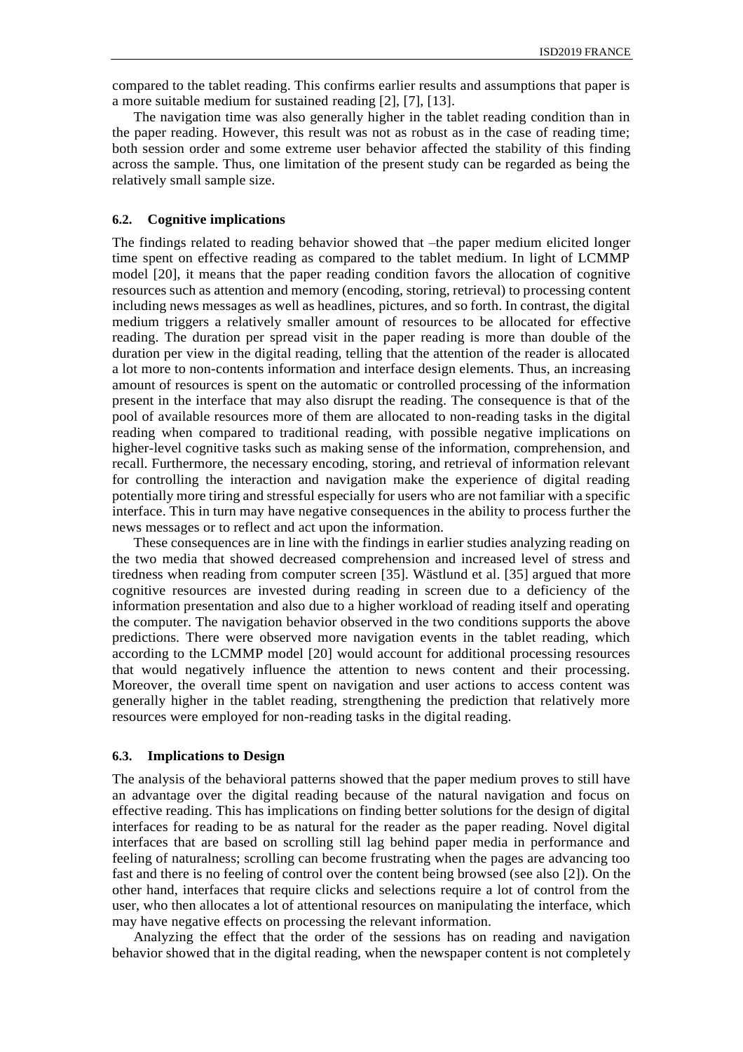compared to the tablet reading. This confirms earlier results and assumptions that paper is a more suitable medium for sustained reading [2], [7], [13].

The navigation time was also generally higher in the tablet reading condition than in the paper reading. However, this result was not as robust as in the case of reading time; both session order and some extreme user behavior affected the stability of this finding across the sample. Thus, one limitation of the present study can be regarded as being the relatively small sample size.

### 6.2. Cognitive implications

The findings related to reading behavior showed that –the paper medium elicited longer time spent on effective reading as compared to the tablet medium. In light of LCMMP model [20], it means that the paper reading condition favors the allocation of cognitive resources such as attention and memory (encoding, storing, retrieval) to processing content including news messages as well as headlines, pictures, and so forth. In contrast, the digital medium triggers a relatively smaller amount of resources to be allocated for effective reading. The duration per spread visit in the paper reading is more than double of the duration per view in the digital reading, telling that the attention of the reader is allocated a lot more to non-contents information and interface design elements. Thus, an increasing amount of resources is spent on the automatic or controlled processing of the information present in the interface that may also disrupt the reading. The consequence is that of the pool of available resources more of them are allocated to non-reading tasks in the digital reading when compared to traditional reading, with possible negative implications on higher-level cognitive tasks such as making sense of the information, comprehension, and recall. Furthermore, the necessary encoding, storing, and retrieval of information relevant for controlling the interaction and navigation make the experience of digital reading potentially more tiring and stressful especially for users who are not familiar with a specific interface. This in turn may have negative consequences in the ability to process further the news messages or to reflect and act upon the information.

These consequences are in line with the findings in earlier studies analyzing reading on the two media that showed decreased comprehension and increased level of stress and tiredness when reading from computer screen [35]. Wästlund et al. [35] argued that more cognitive resources are invested during reading in screen due to a deficiency of the information presentation and also due to a higher workload of reading itself and operating the computer. The navigation behavior observed in the two conditions supports the above predictions. There were observed more navigation events in the tablet reading, which according to the LCMMP model [20] would account for additional processing resources that would negatively influence the attention to news content and their processing. Moreover, the overall time spent on navigation and user actions to access content was generally higher in the tablet reading, strengthening the prediction that relatively more resources were employed for non-reading tasks in the digital reading.

### 6.3. Implications to Design

The analysis of the behavioral patterns showed that the paper medium proves to still have an advantage over the digital reading because of the natural navigation and focus on effective reading. This has implications on finding better solutions for the design of digital interfaces for reading to be as natural for the reader as the paper reading. Novel digital interfaces that are based on scrolling still lag behind paper media in performance and feeling of naturalness; scrolling can become frustrating when the pages are advancing too fast and there is no feeling of control over the content being browsed (see also [2]). On the other hand, interfaces that require clicks and selections require a lot of control from the user, who then allocates a lot of attentional resources on manipulating the interface, which may have negative effects on processing the relevant information.

Analyzing the effect that the order of the sessions has on reading and navigation behavior showed that in the digital reading, when the newspaper content is not completely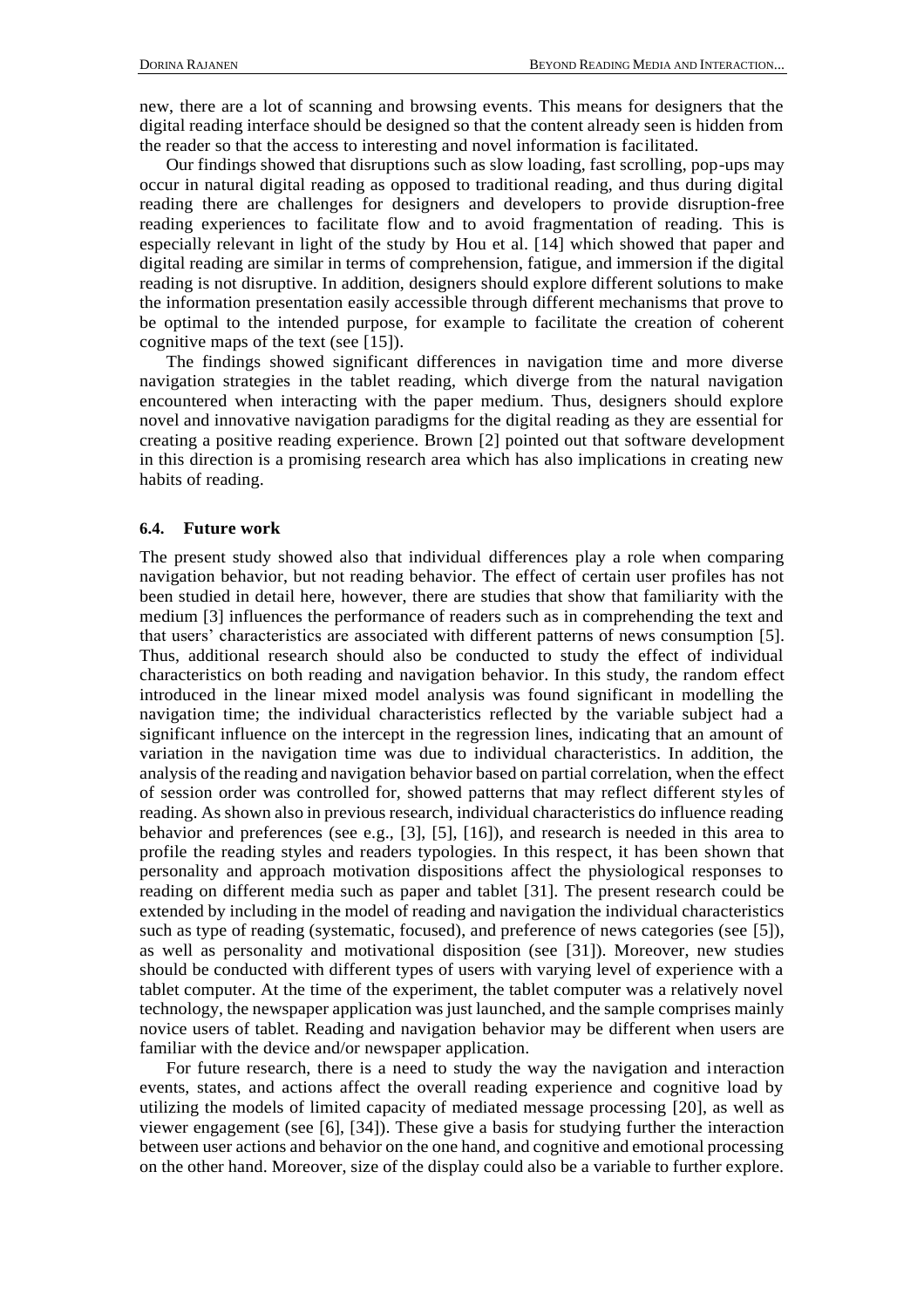new, there are a lot of scanning and browsing events. This means for designers that the digital reading interface should be designed so that the content already seen is hidden from the reader so that the access to interesting and novel information is facilitated.

Our findings showed that disruptions such as slow loading, fast scrolling, pop-ups may occur in natural digital reading as opposed to traditional reading, and thus during digital reading there are challenges for designers and developers to provide disruption-free reading experiences to facilitate flow and to avoid fragmentation of reading. This is especially relevant in light of the study by Hou et al. [14] which showed that paper and digital reading are similar in terms of comprehension, fatigue, and immersion if the digital reading is not disruptive. In addition, designers should explore different solutions to make the information presentation easily accessible through different mechanisms that prove to be optimal to the intended purpose, for example to facilitate the creation of coherent cognitive maps of the text (see [15]).

The findings showed significant differences in navigation time and more diverse navigation strategies in the tablet reading, which diverge from the natural navigation encountered when interacting with the paper medium. Thus, designers should explore novel and innovative navigation paradigms for the digital reading as they are essential for creating a positive reading experience. Brown [2] pointed out that software development in this direction is a promising research area which has also implications in creating new habits of reading.

### 6.4. Future work

The present study showed also that individual differences play a role when comparing navigation behavior, but not reading behavior. The effect of certain user profiles has not been studied in detail here, however, there are studies that show that familiarity with the medium [3] influences the performance of readers such as in comprehending the text and that users' characteristics are associated with different patterns of news consumption [5]. Thus, additional research should also be conducted to study the effect of individual characteristics on both reading and navigation behavior. In this study, the random effect introduced in the linear mixed model analysis was found significant in modelling the navigation time; the individual characteristics reflected by the variable subject had a significant influence on the intercept in the regression lines, indicating that an amount of variation in the navigation time was due to individual characteristics. In addition, the analysis of the reading and navigation behavior based on partial correlation, when the effect of session order was controlled for, showed patterns that may reflect different styles of reading. As shown also in previous research, individual characteristics do influence reading behavior and preferences (see e.g., [3], [5], [16]), and research is needed in this area to profile the reading styles and readers typologies. In this respect, it has been shown that personality and approach motivation dispositions affect the physiological responses to reading on different media such as paper and tablet [31]. The present research could be extended by including in the model of reading and navigation the individual characteristics such as type of reading (systematic, focused), and preference of news categories (see [5]), as well as personality and motivational disposition (see [31]). Moreover, new studies should be conducted with different types of users with varying level of experience with a tablet computer. At the time of the experiment, the tablet computer was a relatively novel technology, the newspaper application was just launched, and the sample comprises mainly novice users of tablet. Reading and navigation behavior may be different when users are familiar with the device and/or newspaper application.

For future research, there is a need to study the way the navigation and interaction events, states, and actions affect the overall reading experience and cognitive load by utilizing the models of limited capacity of mediated message processing [20], as well as viewer engagement (see [6], [34]). These give a basis for studying further the interaction between user actions and behavior on the one hand, and cognitive and emotional processing on the other hand. Moreover, size of the display could also be a variable to further explore.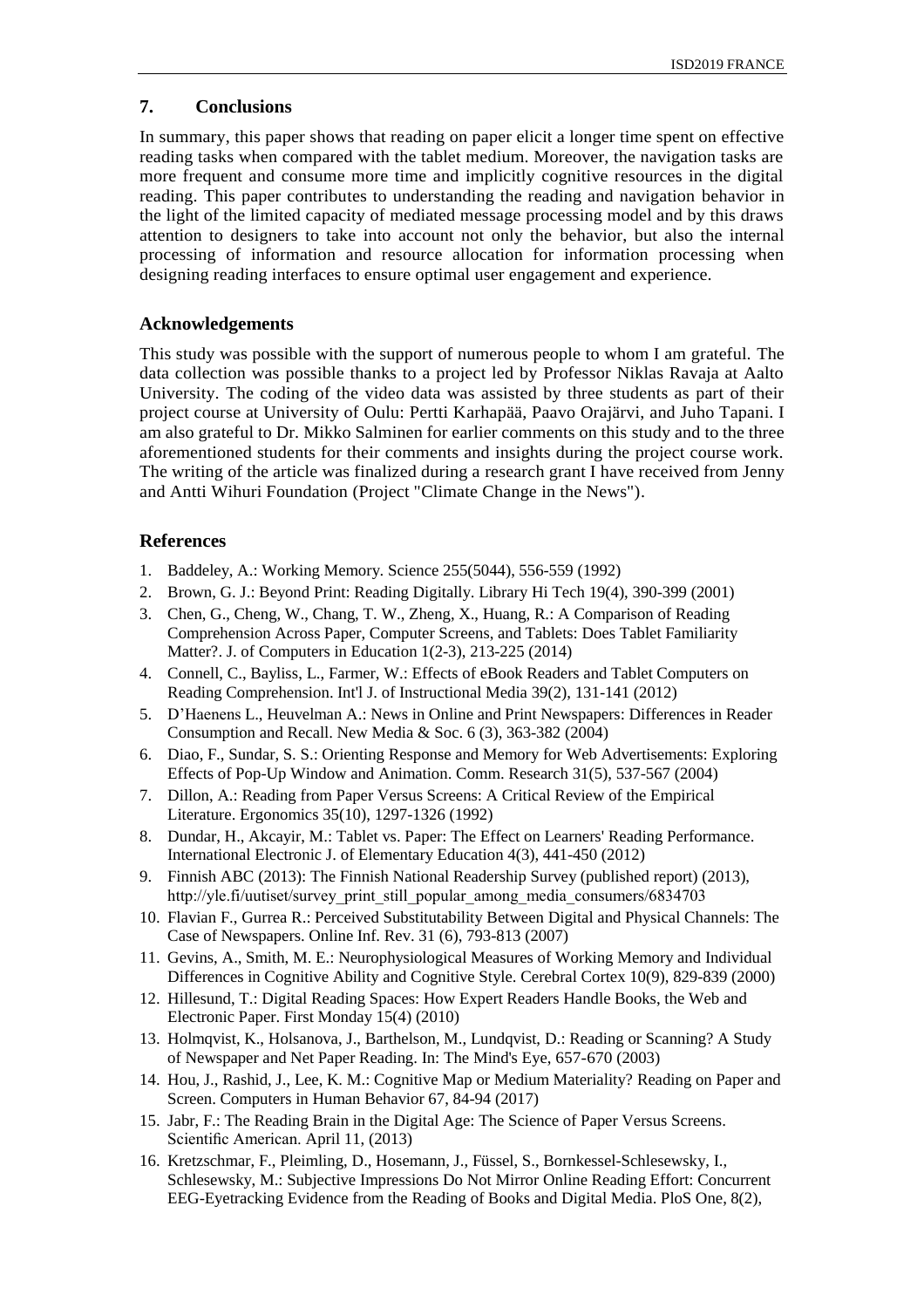## 7. Conclusions

In summary, this paper shows that reading on paper elicit a longer time spent on effective reading tasks when compared with the tablet medium. Moreover, the navigation tasks are more frequent and consume more time and implicitly cognitive resources in the digital reading. This paper contributes to understanding the reading and navigation behavior in the light of the limited capacity of mediated message processing model and by this draws attention to designers to take into account not only the behavior, but also the internal processing of information and resource allocation for information processing when designing reading interfaces to ensure optimal user engagement and experience.

### Acknowledgements

This study was possible with the support of numerous people to whom I am grateful. The data collection was possible thanks to a project led by Professor Niklas Ravaja at Aalto University. The coding of the video data was assisted by three students as part of their project course at University of Oulu: Pertti Karhapää, Paavo Orajärvi, and Juho Tapani. I am also grateful to Dr. Mikko Salminen for earlier comments on this study and to the three aforementioned students for their comments and insights during the project course work. The writing of the article was finalized during a research grant I have received from Jenny and Antti Wihuri Foundation (Project "Climate Change in the News").

### References

1. Baddeley, A.: Working Memory. Science 255(5044), 556-559 (1992)
2. Brown, G. J.: Beyond Print: Reading Digitally. Library Hi Tech 19(4), 390-399 (2001)
3. Chen, G., Cheng, W., Chang, T. W., Zheng, X., Huang, R.: A Comparison of Reading Comprehension Across Paper, Computer Screens, and Tablets: Does Tablet Familiarity Matter?. J. of Computers in Education 1(2-3), 213-225 (2014)
4. Connell, C., Bayliss, L., Farmer, W.: Effects of eBook Readers and Tablet Computers on Reading Comprehension. Int'l J. of Instructional Media 39(2), 131-141 (2012)
5. D'Haenens L., Heuvelman A.: News in Online and Print Newspapers: Differences in Reader Consumption and Recall. New Media & Soc. 6 (3), 363-382 (2004)
6. Diao, F., Sundar, S. S.: Orienting Response and Memory for Web Advertisements: Exploring Effects of Pop-Up Window and Animation. Comm. Research 31(5), 537-567 (2004)
7. Dillon, A.: Reading from Paper Versus Screens: A Critical Review of the Empirical Literature. Ergonomics 35(10), 1297-1326 (1992)
8. Dundar, H., Akcayir, M.: Tablet vs. Paper: The Effect on Learners' Reading Performance. International Electronic J. of Elementary Education 4(3), 441-450 (2012)
9. Finnish ABC (2013): The Finnish National Readership Survey (published report) (2013), http://yle.fi/uutiset/survey_print_still_popular_among_media_consumers/6834703
10. Flavian F., Gurrea R.: Perceived Substitutability Between Digital and Physical Channels: The Case of Newspapers. Online Inf. Rev. 31 (6), 793-813 (2007)
11. Gevins, A., Smith, M. E.: Neurophysiological Measures of Working Memory and Individual Differences in Cognitive Ability and Cognitive Style. Cerebral Cortex 10(9), 829-839 (2000)
12. Hillesund, T.: Digital Reading Spaces: How Expert Readers Handle Books, the Web and Electronic Paper. First Monday 15(4) (2010)
13. Holmqvist, K., Holsanova, J., Barthelson, M., Lundqvist, D.: Reading or Scanning? A Study of Newspaper and Net Paper Reading. In: The Mind's Eye, 657-670 (2003)
14. Hou, J., Rashid, J., Lee, K. M.: Cognitive Map or Medium Materiality? Reading on Paper and Screen. Computers in Human Behavior 67, 84-94 (2017)
15. Jabr, F.: The Reading Brain in the Digital Age: The Science of Paper Versus Screens. Scientific American. April 11, (2013)
16. Kretzschmar, F., Pleimling, D., Hosemann, J., Füssel, S., Bornkessel-Schlesewsky, I., Schlesewsky, M.: Subjective Impressions Do Not Mirror Online Reading Effort: Concurrent EEG-Eyetracking Evidence from the Reading of Books and Digital Media. PloS One, 8(2),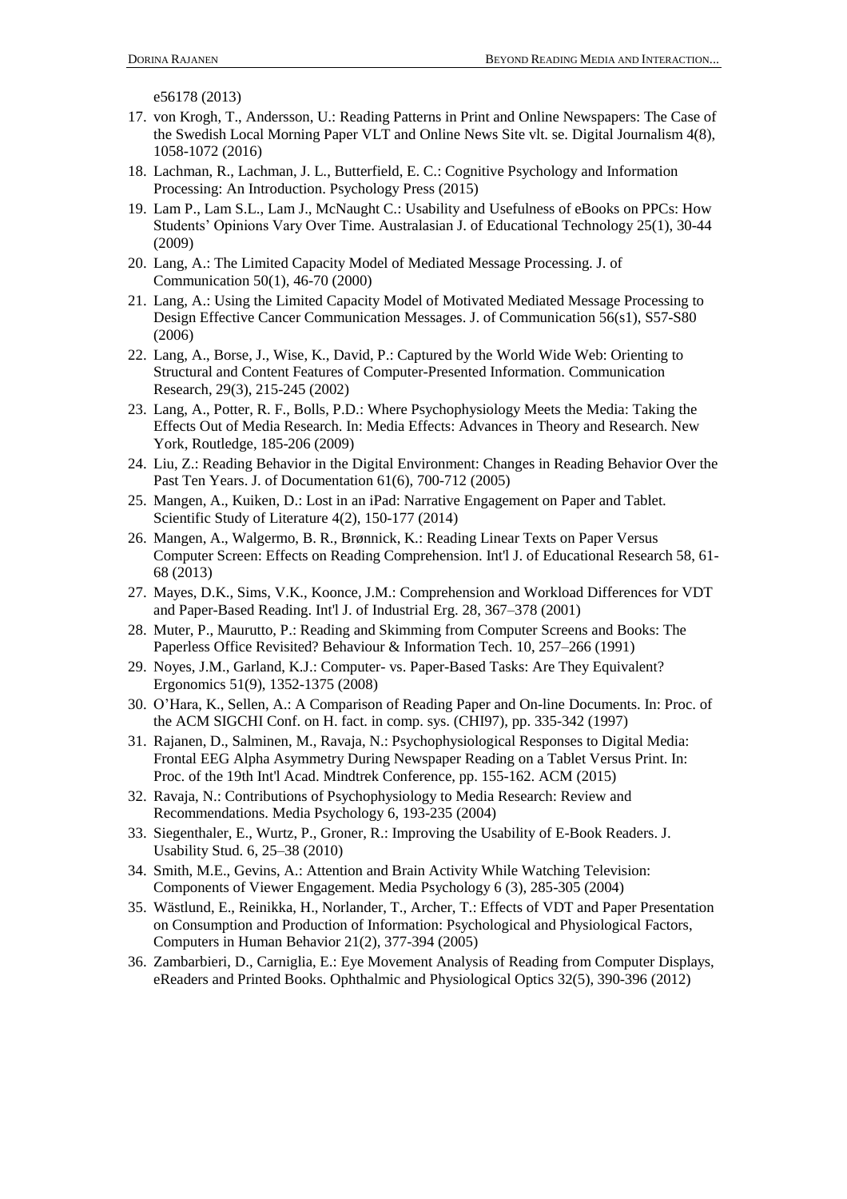e56178 (2013)

17. von Krogh, T., Andersson, U.: Reading Patterns in Print and Online Newspapers: The Case of the Swedish Local Morning Paper VLT and Online News Site vlt. se. Digital Journalism 4(8), 1058-1072 (2016)
18. Lachman, R., Lachman, J. L., Butterfield, E. C.: Cognitive Psychology and Information Processing: An Introduction. Psychology Press (2015)
19. Lam P., Lam S.L., Lam J., McNaught C.: Usability and Usefulness of eBooks on PPCs: How Students' Opinions Vary Over Time. Australasian J. of Educational Technology 25(1), 30-44 (2009)
20. Lang, A.: The Limited Capacity Model of Mediated Message Processing. J. of Communication 50(1), 46-70 (2000)
21. Lang, A.: Using the Limited Capacity Model of Motivated Mediated Message Processing to Design Effective Cancer Communication Messages. J. of Communication 56(s1), S57-S80 (2006)
22. Lang, A., Borse, J., Wise, K., David, P.: Captured by the World Wide Web: Orienting to Structural and Content Features of Computer-Presented Information. Communication Research, 29(3), 215-245 (2002)
23. Lang, A., Potter, R. F., Bolls, P.D.: Where Psychophysiology Meets the Media: Taking the Effects Out of Media Research. In: Media Effects: Advances in Theory and Research. New York, Routledge, 185-206 (2009)
24. Liu, Z.: Reading Behavior in the Digital Environment: Changes in Reading Behavior Over the Past Ten Years. J. of Documentation 61(6), 700-712 (2005)
25. Mangen, A., Kuiken, D.: Lost in an iPad: Narrative Engagement on Paper and Tablet. Scientific Study of Literature 4(2), 150-177 (2014)
26. Mangen, A., Walgermo, B. R., Brønnick, K.: Reading Linear Texts on Paper Versus Computer Screen: Effects on Reading Comprehension. Int'l J. of Educational Research 58, 61-68 (2013)
27. Mayes, D.K., Sims, V.K., Koonce, J.M.: Comprehension and Workload Differences for VDT and Paper-Based Reading. Int'l J. of Industrial Erg. 28, 367–378 (2001)
28. Muter, P., Maurutto, P.: Reading and Skimming from Computer Screens and Books: The Paperless Office Revisited? Behaviour & Information Tech. 10, 257–266 (1991)
29. Noyes, J.M., Garland, K.J.: Computer- vs. Paper-Based Tasks: Are They Equivalent? Ergonomics 51(9), 1352-1375 (2008)
30. O'Hara, K., Sellen, A.: A Comparison of Reading Paper and On-line Documents. In: Proc. of the ACM SIGCHI Conf. on H. fact. in comp. sys. (CHI97), pp. 335-342 (1997)
31. Rajanen, D., Salminen, M., Ravaja, N.: Psychophysiological Responses to Digital Media: Frontal EEG Alpha Asymmetry During Newspaper Reading on a Tablet Versus Print. In: Proc. of the 19th Int'l Acad. Mindtrek Conference, pp. 155-162. ACM (2015)
32. Ravaja, N.: Contributions of Psychophysiology to Media Research: Review and Recommendations. Media Psychology 6, 193-235 (2004)
33. Siegenthaler, E., Wurtz, P., Groner, R.: Improving the Usability of E-Book Readers. J. Usability Stud. 6, 25–38 (2010)
34. Smith, M.E., Gevins, A.: Attention and Brain Activity While Watching Television: Components of Viewer Engagement. Media Psychology 6 (3), 285-305 (2004)
35. Wästlund, E., Reinikka, H., Norlander, T., Archer, T.: Effects of VDT and Paper Presentation on Consumption and Production of Information: Psychological and Physiological Factors, Computers in Human Behavior 21(2), 377-394 (2005)
36. Zambarbieri, D., Carniglia, E.: Eye Movement Analysis of Reading from Computer Displays, eReaders and Printed Books. Ophthalmic and Physiological Optics 32(5), 390-396 (2012)